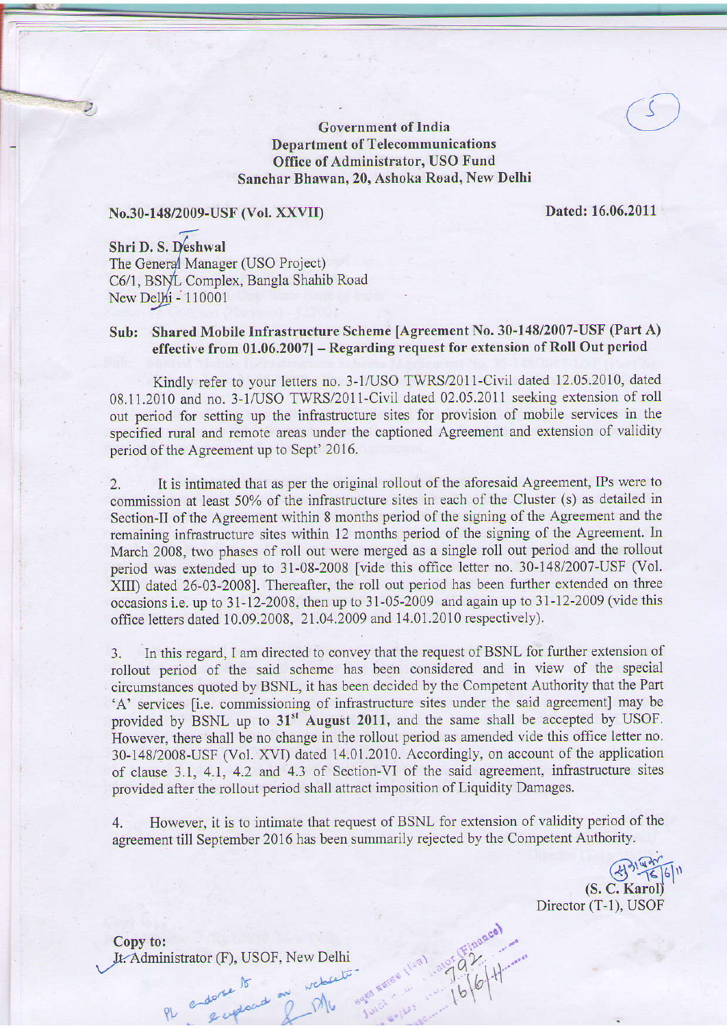Government of India
Department of Telecommunications
Office of Administrator, USO Fund
Sanchar Bhawan, 20, Ashoka Road, New Delhi

**No.30-148/2009-USF (Vol. XXVII)** **Dated: 16.06.2011**

**Shri D. S. Deshwal**
The General Manager (USO Project)
C6/1, BSNL Complex, Bangla Shahib Road
New Delhi - 110001

**Sub: Shared Mobile Infrastructure Scheme [Agreement No. 30-148/2007-USF (Part A) effective from 01.06.2007] – Regarding request for extension of Roll Out period**

Kindly refer to your letters no. 3-1/USO TWRS/2011-Civil dated 12.05.2010, dated 08.11.2010 and no. 3-1/USO TWRS/2011-Civil dated 02.05.2011 seeking extension of roll out period for setting up the infrastructure sites for provision of mobile services in the specified rural and remote areas under the captioned Agreement and extension of validity period of the Agreement up to Sept' 2016.

2. It is intimated that as per the original rollout of the aforesaid Agreement, IPs were to commission at least 50% of the infrastructure sites in each of the Cluster (s) as detailed in Section-II of the Agreement within 8 months period of the signing of the Agreement and the remaining infrastructure sites within 12 months period of the signing of the Agreement. In March 2008, two phases of roll out were merged as a single roll out period and the rollout period was extended up to 31-08-2008 [vide this office letter no. 30-148/2007-USF (Vol. XIII) dated 26-03-2008]. Thereafter, the roll out period has been further extended on three occasions i.e. up to 31-12-2008, then up to 31-05-2009 and again up to 31-12-2009 (vide this office letters dated 10.09.2008, 21.04.2009 and 14.01.2010 respectively).

3. In this regard, I am directed to convey that the request of BSNL for further extension of rollout period of the said scheme has been considered and in view of the special circumstances quoted by BSNL, it has been decided by the Competent Authority that the Part 'A' services [i.e. commissioning of infrastructure sites under the said agreement] may be provided by BSNL up to **31st August 2011**, and the same shall be accepted by USOF. However, there shall be no change in the rollout period as amended vide this office letter no. 30-148/2008-USF (Vol. XVI) dated 14.01.2010. Accordingly, on account of the application of clause 3.1, 4.1, 4.2 and 4.3 of Section-VI of the said agreement, infrastructure sites provided after the rollout period shall attract imposition of Liquidity Damages.

4. However, it is to intimate that request of BSNL for extension of validity period of the agreement till September 2016 has been summarily rejected by the Competent Authority.

16/6/11
**(S. C. Karol)**
Director (T-1), USOF

**Copy to:**
Jt. Administrator (F), USOF, New Delhi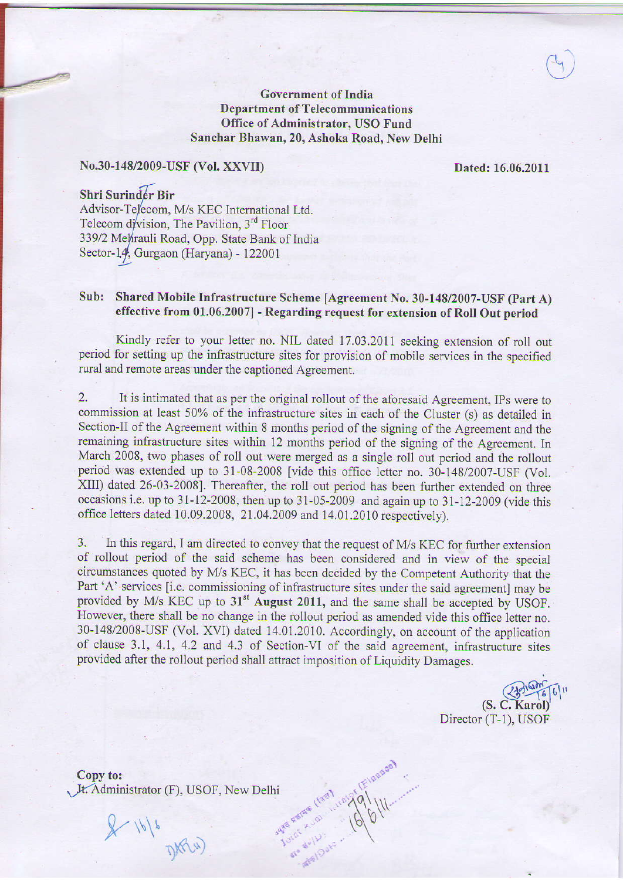Government of India
Department of Telecommunications
Office of Administrator, USO Fund
Sanchar Bhawan, 20, Ashoka Road, New Delhi

No.30-148/2009-USF (Vol. XXVII) Dated: 16.06.2011

**Shri Surinder Bir**
Advisor-Telecom, M/s KEC International Ltd.
Telecom division, The Pavilion, 3rd Floor
339/2 Mehrauli Road, Opp. State Bank of India
Sector-14, Gurgaon (Haryana) - 122001

**Sub: Shared Mobile Infrastructure Scheme [Agreement No. 30-148/2007-USF (Part A) effective from 01.06.2007] - Regarding request for extension of Roll Out period**

Kindly refer to your letter no. NIL dated 17.03.2011 seeking extension of roll out period for setting up the infrastructure sites for provision of mobile services in the specified rural and remote areas under the captioned Agreement.

2. It is intimated that as per the original rollout of the aforesaid Agreement, IPs were to commission at least 50% of the infrastructure sites in each of the Cluster (s) as detailed in Section-II of the Agreement within 8 months period of the signing of the Agreement and the remaining infrastructure sites within 12 months period of the signing of the Agreement. In March 2008, two phases of roll out were merged as a single roll out period and the rollout period was extended up to 31-08-2008 [vide this office letter no. 30-148/2007-USF (Vol. XIII) dated 26-03-2008]. Thereafter, the roll out period has been further extended on three occasions i.e. up to 31-12-2008, then up to 31-05-2009 and again up to 31-12-2009 (vide this office letters dated 10.09.2008, 21.04.2009 and 14.01.2010 respectively).

3. In this regard, I am directed to convey that the request of M/s KEC for further extension of rollout period of the said scheme has been considered and in view of the special circumstances quoted by M/s KEC, it has been decided by the Competent Authority that the Part 'A' services [i.e. commissioning of infrastructure sites under the said agreement] may be provided by M/s KEC up to **31st August 2011,** and the same shall be accepted by USOF. However, there shall be no change in the rollout period as amended vide this office letter no. 30-148/2008-USF (Vol. XVI) dated 14.01.2010. Accordingly, on account of the application of clause 3.1, 4.1, 4.2 and 4.3 of Section-VI of the said agreement, infrastructure sites provided after the rollout period shall attract imposition of Liquidity Damages.

(S. C. Karol)
Director (T-1), USOF

**Copy to:**
Jt. Administrator (F), USOF, New Delhi